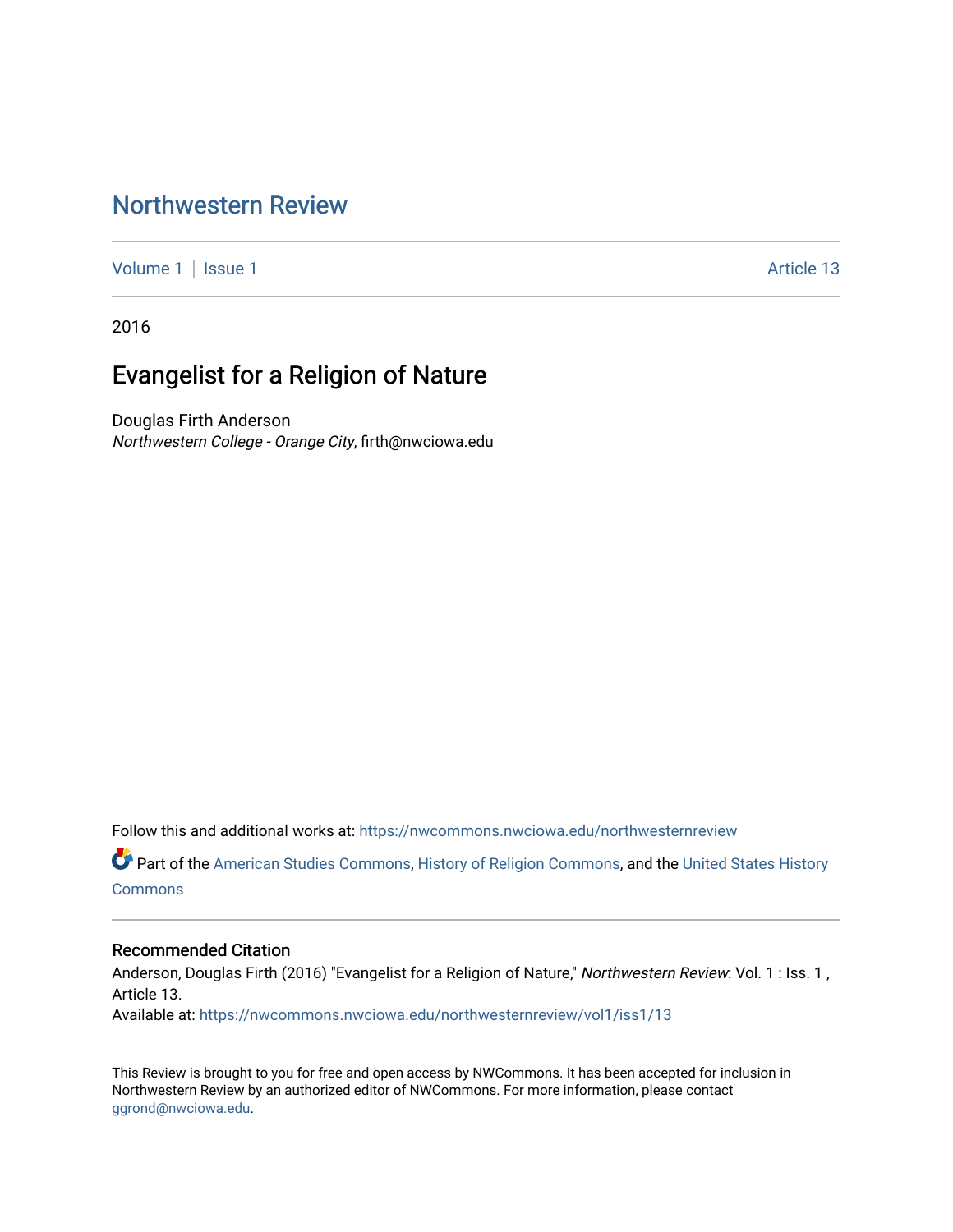# Northwestern Review

Volume 1 | Issue 1 Article 13

2016

## Evangelist for a Religion of Nature

Douglas Firth Anderson
*Northwestern College - Orange City*, firth@nwciowa.edu

Follow this and additional works at: https://nwcommons.nwciowa.edu/northwesternreview

Part of the American Studies Commons, History of Religion Commons, and the United States History Commons

### Recommended Citation

Anderson, Douglas Firth (2016) "Evangelist for a Religion of Nature," *Northwestern Review*: Vol. 1 : Iss. 1 , Article 13.
Available at: https://nwcommons.nwciowa.edu/northwesternreview/vol1/iss1/13

This Review is brought to you for free and open access by NWCommons. It has been accepted for inclusion in Northwestern Review by an authorized editor of NWCommons. For more information, please contact ggrond@nwciowa.edu.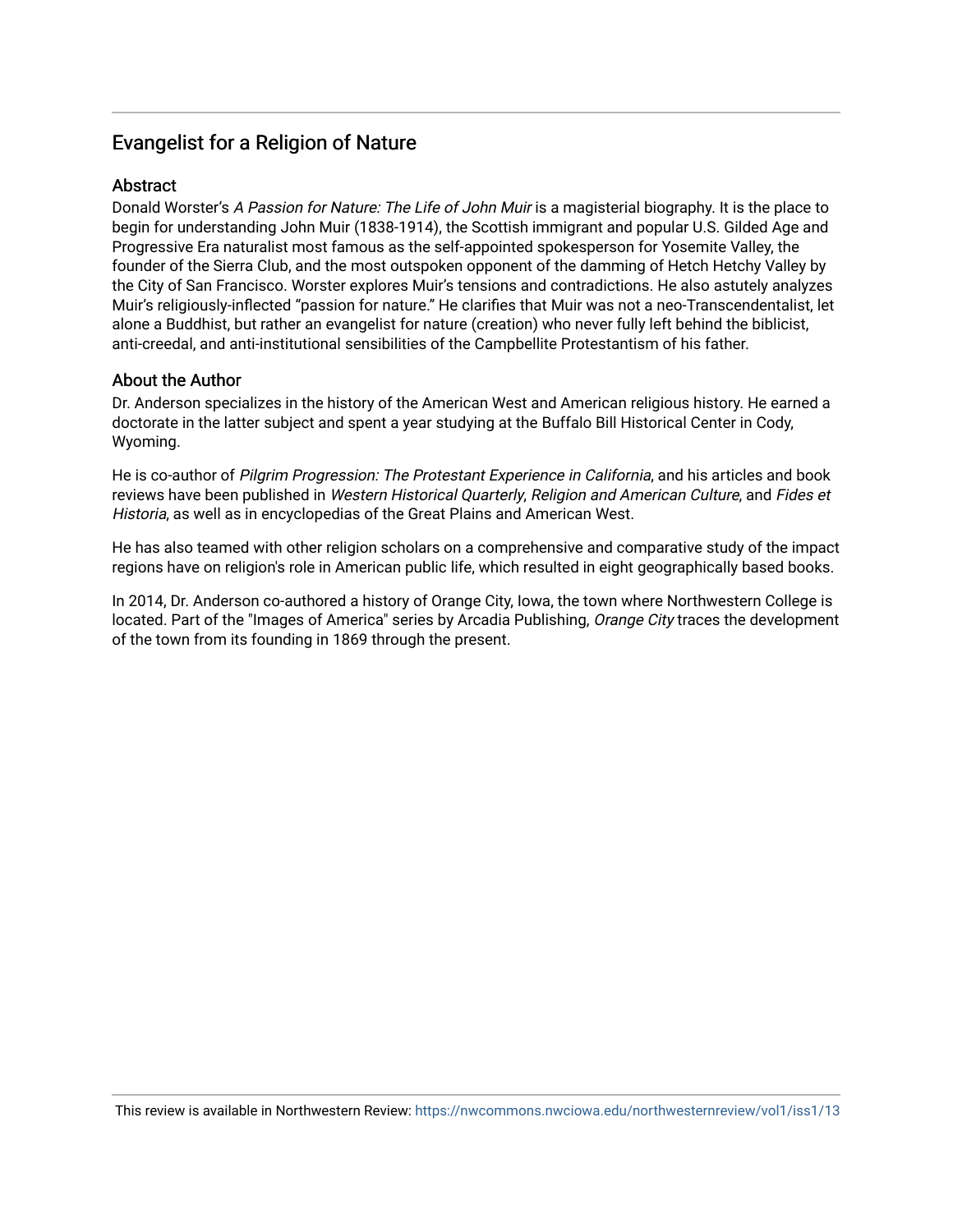## Evangelist for a Religion of Nature

### Abstract

Donald Worster's *A Passion for Nature: The Life of John Muir* is a magisterial biography. It is the place to begin for understanding John Muir (1838-1914), the Scottish immigrant and popular U.S. Gilded Age and Progressive Era naturalist most famous as the self-appointed spokesperson for Yosemite Valley, the founder of the Sierra Club, and the most outspoken opponent of the damming of Hetch Hetchy Valley by the City of San Francisco. Worster explores Muir's tensions and contradictions. He also astutely analyzes Muir's religiously-inflected "passion for nature." He clarifies that Muir was not a neo-Transcendentalist, let alone a Buddhist, but rather an evangelist for nature (creation) who never fully left behind the biblicist, anti-creedal, and anti-institutional sensibilities of the Campbellite Protestantism of his father.

### About the Author

Dr. Anderson specializes in the history of the American West and American religious history. He earned a doctorate in the latter subject and spent a year studying at the Buffalo Bill Historical Center in Cody, Wyoming.

He is co-author of *Pilgrim Progression: The Protestant Experience in California*, and his articles and book reviews have been published in *Western Historical Quarterly*, *Religion and American Culture*, and *Fides et Historia*, as well as in encyclopedias of the Great Plains and American West.

He has also teamed with other religion scholars on a comprehensive and comparative study of the impact regions have on religion's role in American public life, which resulted in eight geographically based books.

In 2014, Dr. Anderson co-authored a history of Orange City, Iowa, the town where Northwestern College is located. Part of the "Images of America" series by Arcadia Publishing, *Orange City* traces the development of the town from its founding in 1869 through the present.

This review is available in Northwestern Review: https://nwcommons.nwciowa.edu/northwesternreview/vol1/iss1/13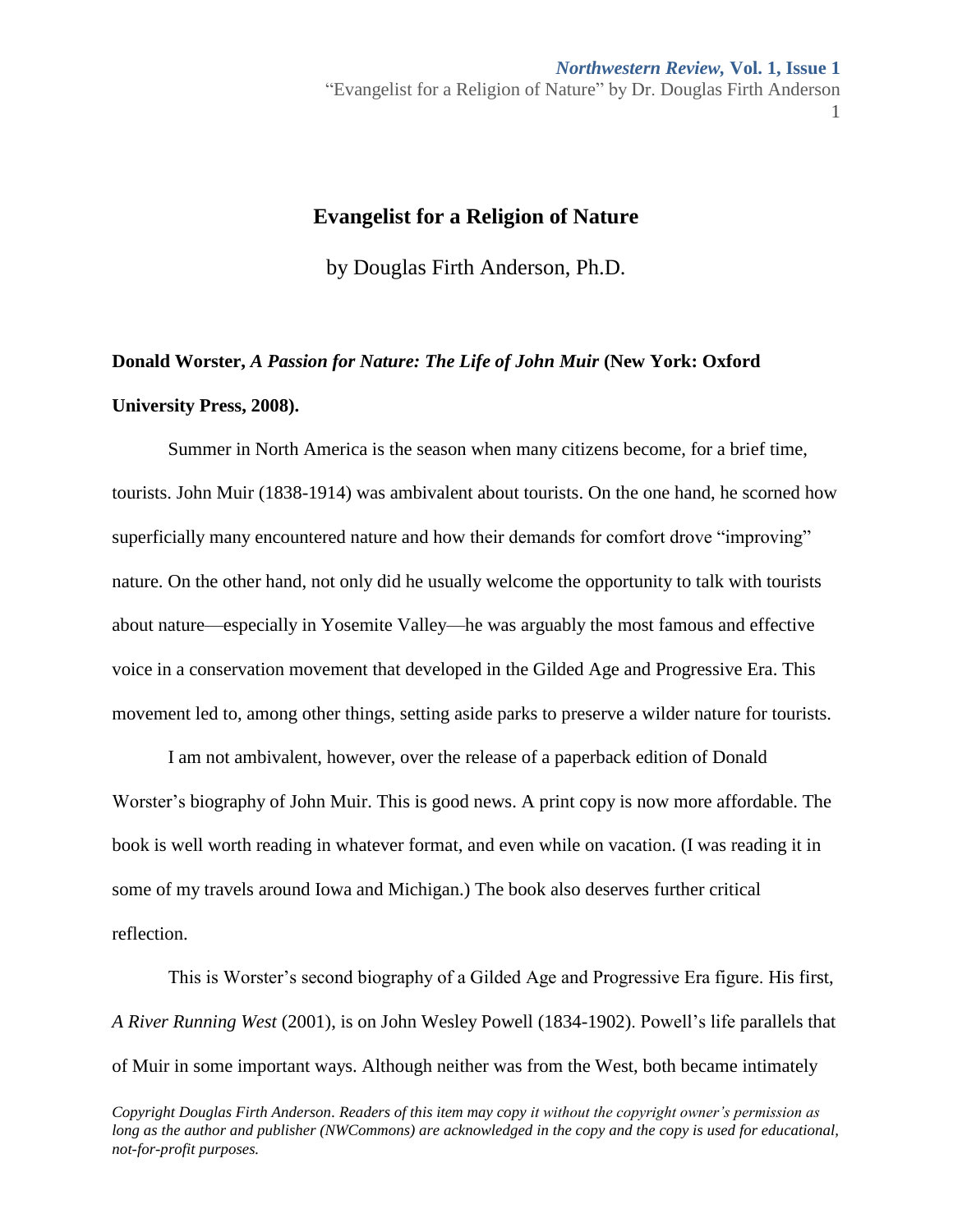# Evangelist for a Religion of Nature

by Douglas Firth Anderson, Ph.D.

**Donald Worster, *A Passion for Nature: The Life of John Muir* (New York: Oxford University Press, 2008).**

Summer in North America is the season when many citizens become, for a brief time, tourists. John Muir (1838-1914) was ambivalent about tourists. On the one hand, he scorned how superficially many encountered nature and how their demands for comfort drove "improving" nature. On the other hand, not only did he usually welcome the opportunity to talk with tourists about nature—especially in Yosemite Valley—he was arguably the most famous and effective voice in a conservation movement that developed in the Gilded Age and Progressive Era. This movement led to, among other things, setting aside parks to preserve a wilder nature for tourists.

I am not ambivalent, however, over the release of a paperback edition of Donald Worster's biography of John Muir. This is good news. A print copy is now more affordable. The book is well worth reading in whatever format, and even while on vacation. (I was reading it in some of my travels around Iowa and Michigan.) The book also deserves further critical reflection.

This is Worster's second biography of a Gilded Age and Progressive Era figure. His first, *A River Running West* (2001), is on John Wesley Powell (1834-1902). Powell's life parallels that of Muir in some important ways. Although neither was from the West, both became intimately

*Copyright Douglas Firth Anderson. Readers of this item may copy it without the copyright owner's permission as long as the author and publisher (NWCommons) are acknowledged in the copy and the copy is used for educational, not-for-profit purposes.*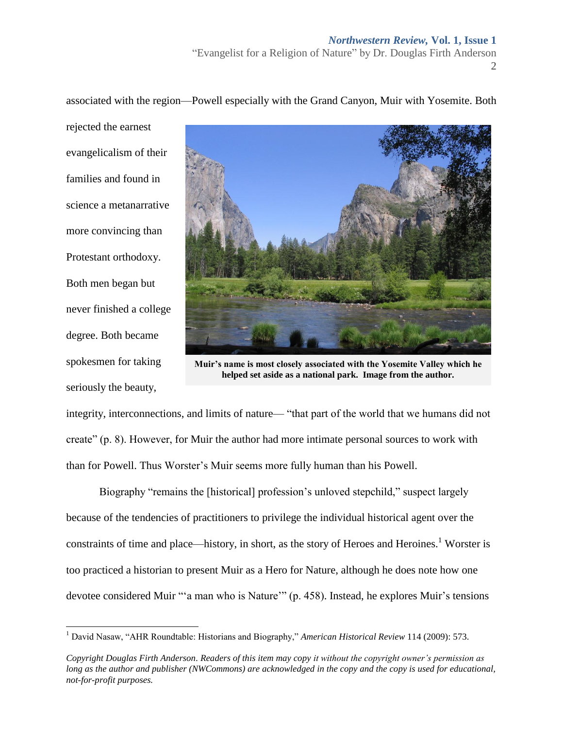associated with the region—Powell especially with the Grand Canyon, Muir with Yosemite. Both rejected the earnest evangelicalism of their families and found in science a metanarrative more convincing than Protestant orthodoxy. Both men began but never finished a college degree. Both became spokesmen for taking seriously the beauty, integrity, interconnections, and limits of nature— "that part of the world that we humans did not create" (p. 8). However, for Muir the author had more intimate personal sources to work with than for Powell. Thus Worster's Muir seems more fully human than his Powell.

**Muir's name is most closely associated with the Yosemite Valley which he helped set aside as a national park. Image from the author.**

Biography "remains the [historical] profession's unloved stepchild," suspect largely because of the tendencies of practitioners to privilege the individual historical agent over the constraints of time and place—history, in short, as the story of Heroes and Heroines.[1] Worster is too practiced a historian to present Muir as a Hero for Nature, although he does note how one devotee considered Muir "'a man who is Nature'" (p. 458). Instead, he explores Muir's tensions

---

[1] David Nasaw, "AHR Roundtable: Historians and Biography," *American Historical Review* 114 (2009): 573.

*Copyright Douglas Firth Anderson. Readers of this item may copy it without the copyright owner's permission as long as the author and publisher (NWCommons) are acknowledged in the copy and the copy is used for educational, not-for-profit purposes.*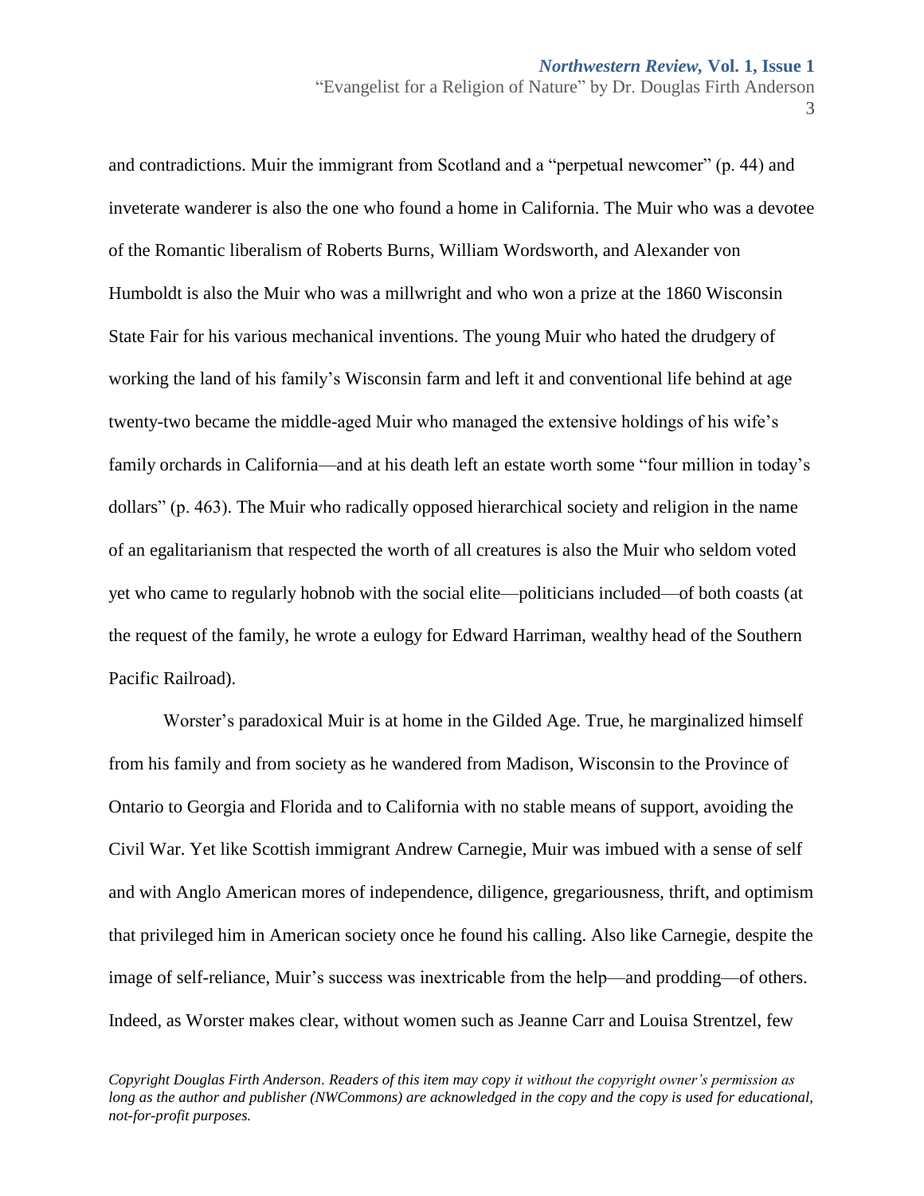and contradictions. Muir the immigrant from Scotland and a "perpetual newcomer" (p. 44) and inveterate wanderer is also the one who found a home in California. The Muir who was a devotee of the Romantic liberalism of Roberts Burns, William Wordsworth, and Alexander von Humboldt is also the Muir who was a millwright and who won a prize at the 1860 Wisconsin State Fair for his various mechanical inventions. The young Muir who hated the drudgery of working the land of his family's Wisconsin farm and left it and conventional life behind at age twenty-two became the middle-aged Muir who managed the extensive holdings of his wife's family orchards in California—and at his death left an estate worth some "four million in today's dollars" (p. 463). The Muir who radically opposed hierarchical society and religion in the name of an egalitarianism that respected the worth of all creatures is also the Muir who seldom voted yet who came to regularly hobnob with the social elite—politicians included—of both coasts (at the request of the family, he wrote a eulogy for Edward Harriman, wealthy head of the Southern Pacific Railroad).

Worster's paradoxical Muir is at home in the Gilded Age. True, he marginalized himself from his family and from society as he wandered from Madison, Wisconsin to the Province of Ontario to Georgia and Florida and to California with no stable means of support, avoiding the Civil War. Yet like Scottish immigrant Andrew Carnegie, Muir was imbued with a sense of self and with Anglo American mores of independence, diligence, gregariousness, thrift, and optimism that privileged him in American society once he found his calling. Also like Carnegie, despite the image of self-reliance, Muir's success was inextricable from the help—and prodding—of others. Indeed, as Worster makes clear, without women such as Jeanne Carr and Louisa Strentzel, few

*Copyright Douglas Firth Anderson. Readers of this item may copy it without the copyright owner's permission as long as the author and publisher (NWCommons) are acknowledged in the copy and the copy is used for educational, not-for-profit purposes.*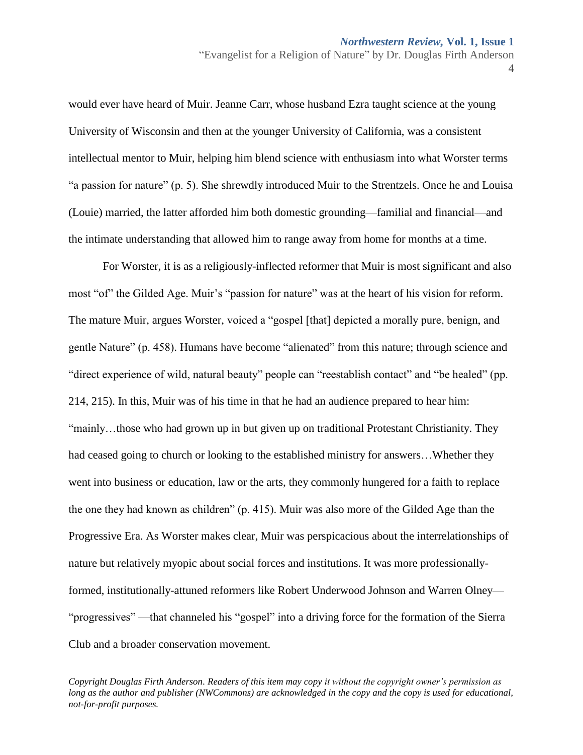would ever have heard of Muir. Jeanne Carr, whose husband Ezra taught science at the young University of Wisconsin and then at the younger University of California, was a consistent intellectual mentor to Muir, helping him blend science with enthusiasm into what Worster terms "a passion for nature" (p. 5). She shrewdly introduced Muir to the Strentzels. Once he and Louisa (Louie) married, the latter afforded him both domestic grounding—familial and financial—and the intimate understanding that allowed him to range away from home for months at a time.

For Worster, it is as a religiously-inflected reformer that Muir is most significant and also most "of" the Gilded Age. Muir's "passion for nature" was at the heart of his vision for reform. The mature Muir, argues Worster, voiced a "gospel [that] depicted a morally pure, benign, and gentle Nature" (p. 458). Humans have become "alienated" from this nature; through science and "direct experience of wild, natural beauty" people can "reestablish contact" and "be healed" (pp. 214, 215). In this, Muir was of his time in that he had an audience prepared to hear him: "mainly…those who had grown up in but given up on traditional Protestant Christianity. They had ceased going to church or looking to the established ministry for answers…Whether they went into business or education, law or the arts, they commonly hungered for a faith to replace the one they had known as children" (p. 415). Muir was also more of the Gilded Age than the Progressive Era. As Worster makes clear, Muir was perspicacious about the interrelationships of nature but relatively myopic about social forces and institutions. It was more professionally-formed, institutionally-attuned reformers like Robert Underwood Johnson and Warren Olney—"progressives" —that channeled his "gospel" into a driving force for the formation of the Sierra Club and a broader conservation movement.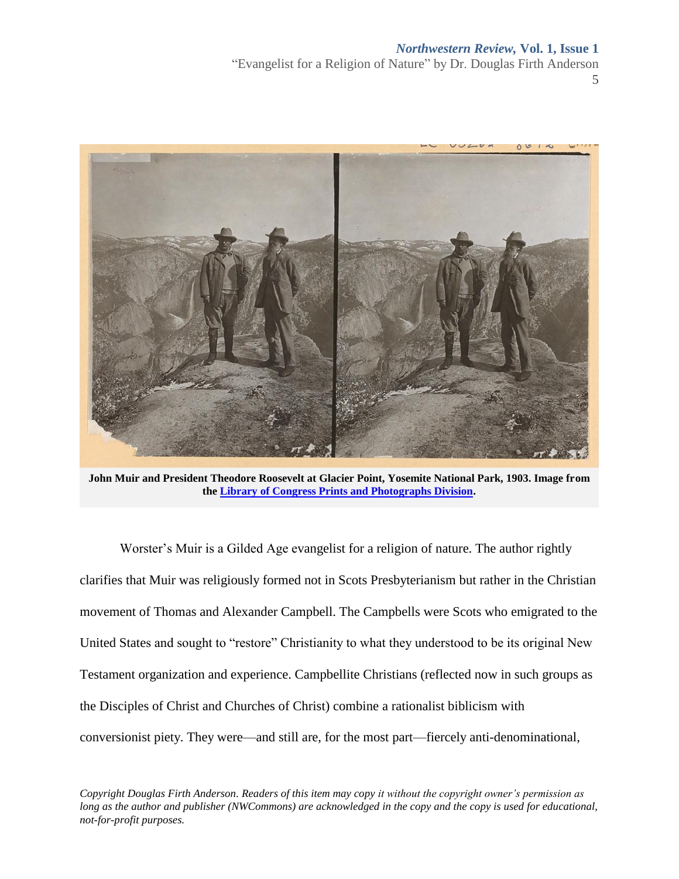**John Muir and President Theodore Roosevelt at Glacier Point, Yosemite National Park, 1903. Image from the [Library of Congress Prints and Photographs Division](#).**

Worster's Muir is a Gilded Age evangelist for a religion of nature. The author rightly clarifies that Muir was religiously formed not in Scots Presbyterianism but rather in the Christian movement of Thomas and Alexander Campbell. The Campbells were Scots who emigrated to the United States and sought to "restore" Christianity to what they understood to be its original New Testament organization and experience. Campbellite Christians (reflected now in such groups as the Disciples of Christ and Churches of Christ) combine a rationalist biblicism with conversionist piety. They were—and still are, for the most part—fiercely anti-denominational,

*Copyright Douglas Firth Anderson. Readers of this item may copy it without the copyright owner's permission as long as the author and publisher (NWCommons) are acknowledged in the copy and the copy is used for educational, not-for-profit purposes.*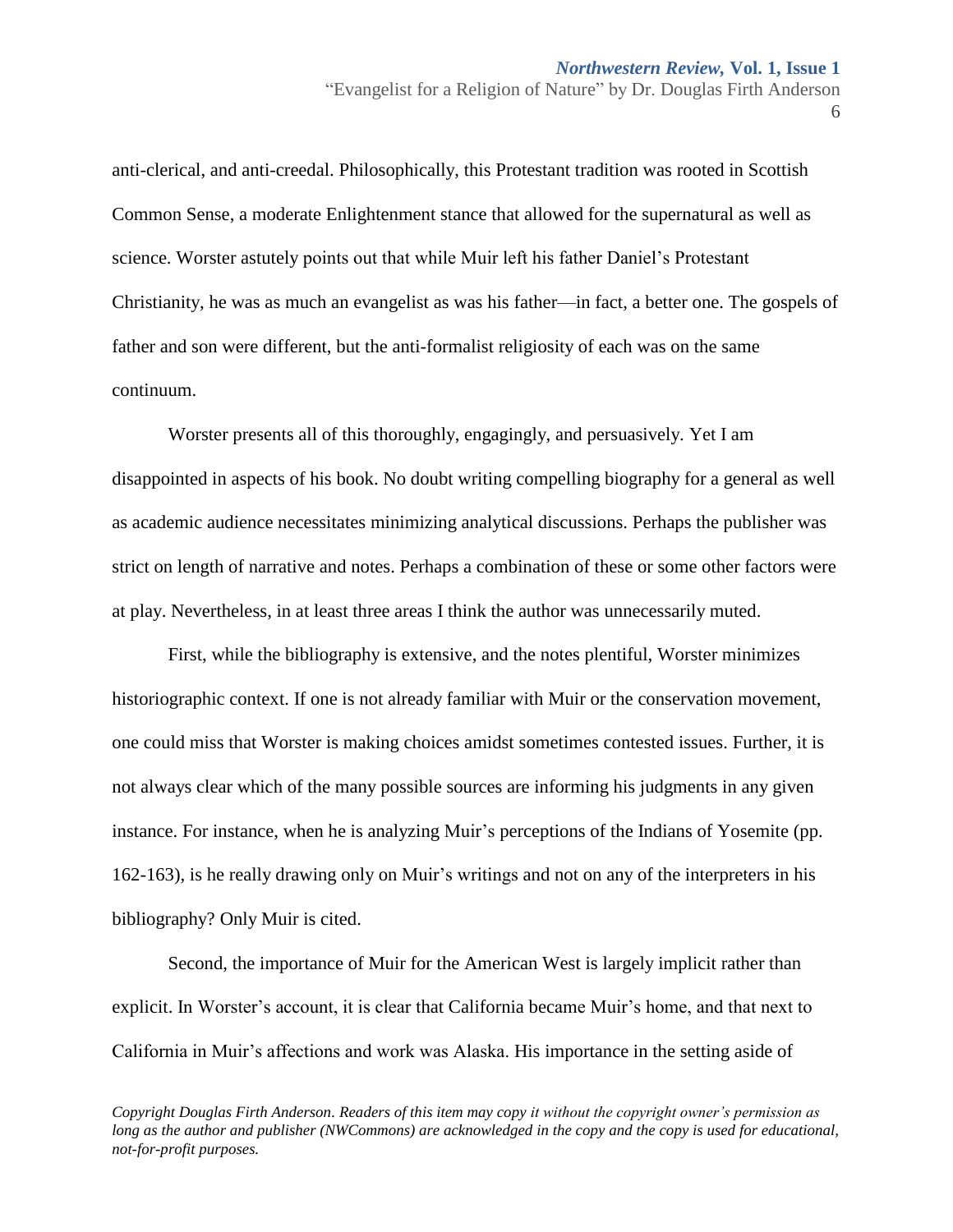anti-clerical, and anti-creedal. Philosophically, this Protestant tradition was rooted in Scottish Common Sense, a moderate Enlightenment stance that allowed for the supernatural as well as science. Worster astutely points out that while Muir left his father Daniel's Protestant Christianity, he was as much an evangelist as was his father—in fact, a better one. The gospels of father and son were different, but the anti-formalist religiosity of each was on the same continuum.

Worster presents all of this thoroughly, engagingly, and persuasively. Yet I am disappointed in aspects of his book. No doubt writing compelling biography for a general as well as academic audience necessitates minimizing analytical discussions. Perhaps the publisher was strict on length of narrative and notes. Perhaps a combination of these or some other factors were at play. Nevertheless, in at least three areas I think the author was unnecessarily muted.

First, while the bibliography is extensive, and the notes plentiful, Worster minimizes historiographic context. If one is not already familiar with Muir or the conservation movement, one could miss that Worster is making choices amidst sometimes contested issues. Further, it is not always clear which of the many possible sources are informing his judgments in any given instance. For instance, when he is analyzing Muir's perceptions of the Indians of Yosemite (pp. 162-163), is he really drawing only on Muir's writings and not on any of the interpreters in his bibliography? Only Muir is cited.

Second, the importance of Muir for the American West is largely implicit rather than explicit. In Worster's account, it is clear that California became Muir's home, and that next to California in Muir's affections and work was Alaska. His importance in the setting aside of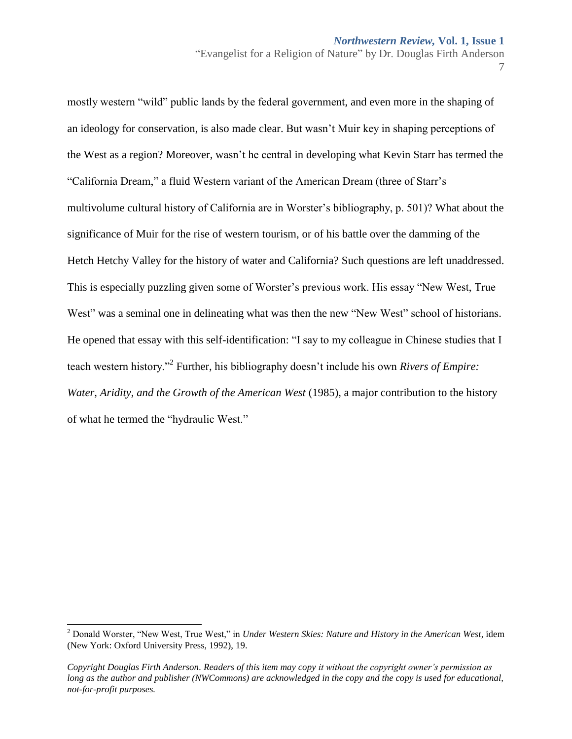mostly western "wild" public lands by the federal government, and even more in the shaping of an ideology for conservation, is also made clear. But wasn't Muir key in shaping perceptions of the West as a region? Moreover, wasn't he central in developing what Kevin Starr has termed the "California Dream," a fluid Western variant of the American Dream (three of Starr's multivolume cultural history of California are in Worster's bibliography, p. 501)? What about the significance of Muir for the rise of western tourism, or of his battle over the damming of the Hetch Hetchy Valley for the history of water and California? Such questions are left unaddressed. This is especially puzzling given some of Worster's previous work. His essay "New West, True West" was a seminal one in delineating what was then the new "New West" school of historians. He opened that essay with this self-identification: "I say to my colleague in Chinese studies that I teach western history."[2] Further, his bibliography doesn't include his own *Rivers of Empire: Water, Aridity, and the Growth of the American West* (1985), a major contribution to the history of what he termed the "hydraulic West."

---

[2] Donald Worster, "New West, True West," in *Under Western Skies: Nature and History in the American West*, idem (New York: Oxford University Press, 1992), 19.

*Copyright Douglas Firth Anderson. Readers of this item may copy it without the copyright owner's permission as long as the author and publisher (NWCommons) are acknowledged in the copy and the copy is used for educational, not-for-profit purposes.*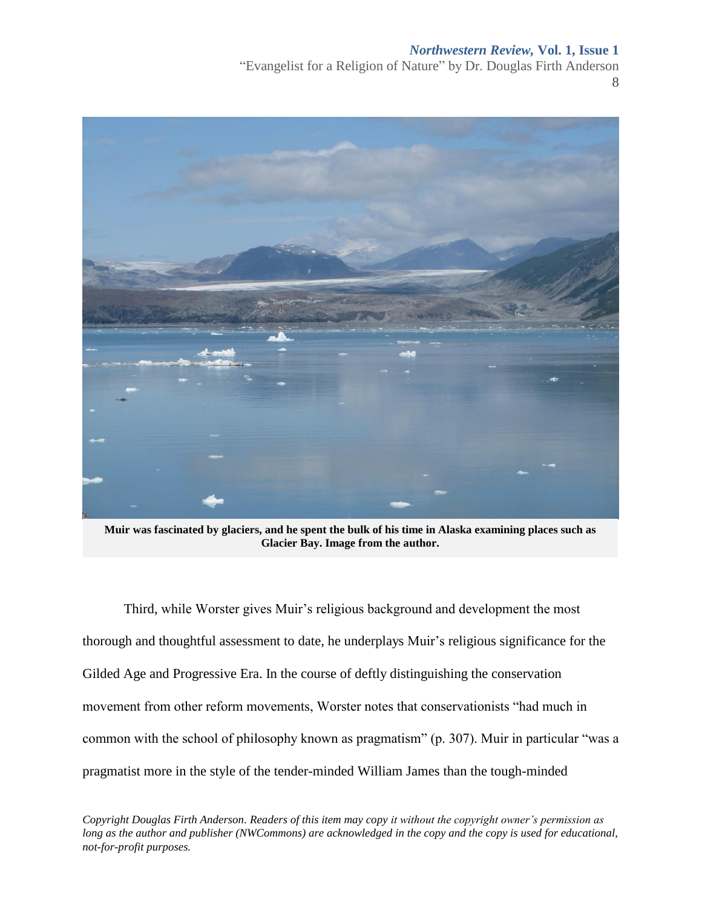**Muir was fascinated by glaciers, and he spent the bulk of his time in Alaska examining places such as Glacier Bay. Image from the author.**

Third, while Worster gives Muir's religious background and development the most thorough and thoughtful assessment to date, he underplays Muir's religious significance for the Gilded Age and Progressive Era. In the course of deftly distinguishing the conservation movement from other reform movements, Worster notes that conservationists "had much in common with the school of philosophy known as pragmatism" (p. 307). Muir in particular "was a pragmatist more in the style of the tender-minded William James than the tough-minded

*Copyright Douglas Firth Anderson. Readers of this item may copy it without the copyright owner's permission as long as the author and publisher (NWCommons) are acknowledged in the copy and the copy is used for educational, not-for-profit purposes.*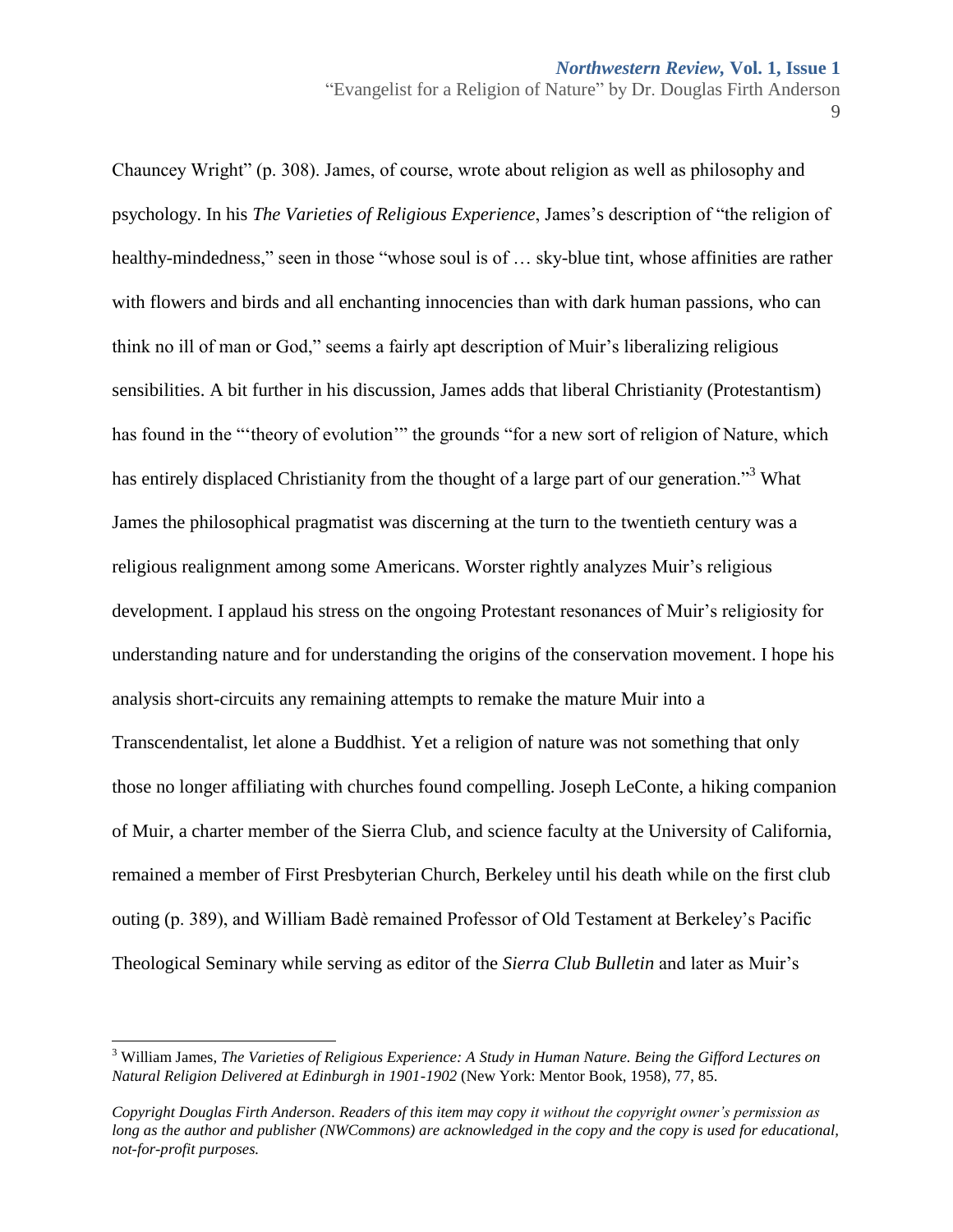Chauncey Wright" (p. 308). James, of course, wrote about religion as well as philosophy and psychology. In his *The Varieties of Religious Experience*, James's description of "the religion of healthy-mindedness," seen in those "whose soul is of … sky-blue tint, whose affinities are rather with flowers and birds and all enchanting innocencies than with dark human passions, who can think no ill of man or God," seems a fairly apt description of Muir's liberalizing religious sensibilities. A bit further in his discussion, James adds that liberal Christianity (Protestantism) has found in the "'theory of evolution'" the grounds "for a new sort of religion of Nature, which has entirely displaced Christianity from the thought of a large part of our generation."[3] What James the philosophical pragmatist was discerning at the turn to the twentieth century was a religious realignment among some Americans. Worster rightly analyzes Muir's religious development. I applaud his stress on the ongoing Protestant resonances of Muir's religiosity for understanding nature and for understanding the origins of the conservation movement. I hope his analysis short-circuits any remaining attempts to remake the mature Muir into a Transcendentalist, let alone a Buddhist. Yet a religion of nature was not something that only those no longer affiliating with churches found compelling. Joseph LeConte, a hiking companion of Muir, a charter member of the Sierra Club, and science faculty at the University of California, remained a member of First Presbyterian Church, Berkeley until his death while on the first club outing (p. 389), and William Badè remained Professor of Old Testament at Berkeley's Pacific Theological Seminary while serving as editor of the *Sierra Club Bulletin* and later as Muir's

---

[3] William James, *The Varieties of Religious Experience: A Study in Human Nature. Being the Gifford Lectures on Natural Religion Delivered at Edinburgh in 1901-1902* (New York: Mentor Book, 1958), 77, 85.

*Copyright Douglas Firth Anderson. Readers of this item may copy it without the copyright owner's permission as long as the author and publisher (NWCommons) are acknowledged in the copy and the copy is used for educational, not-for-profit purposes.*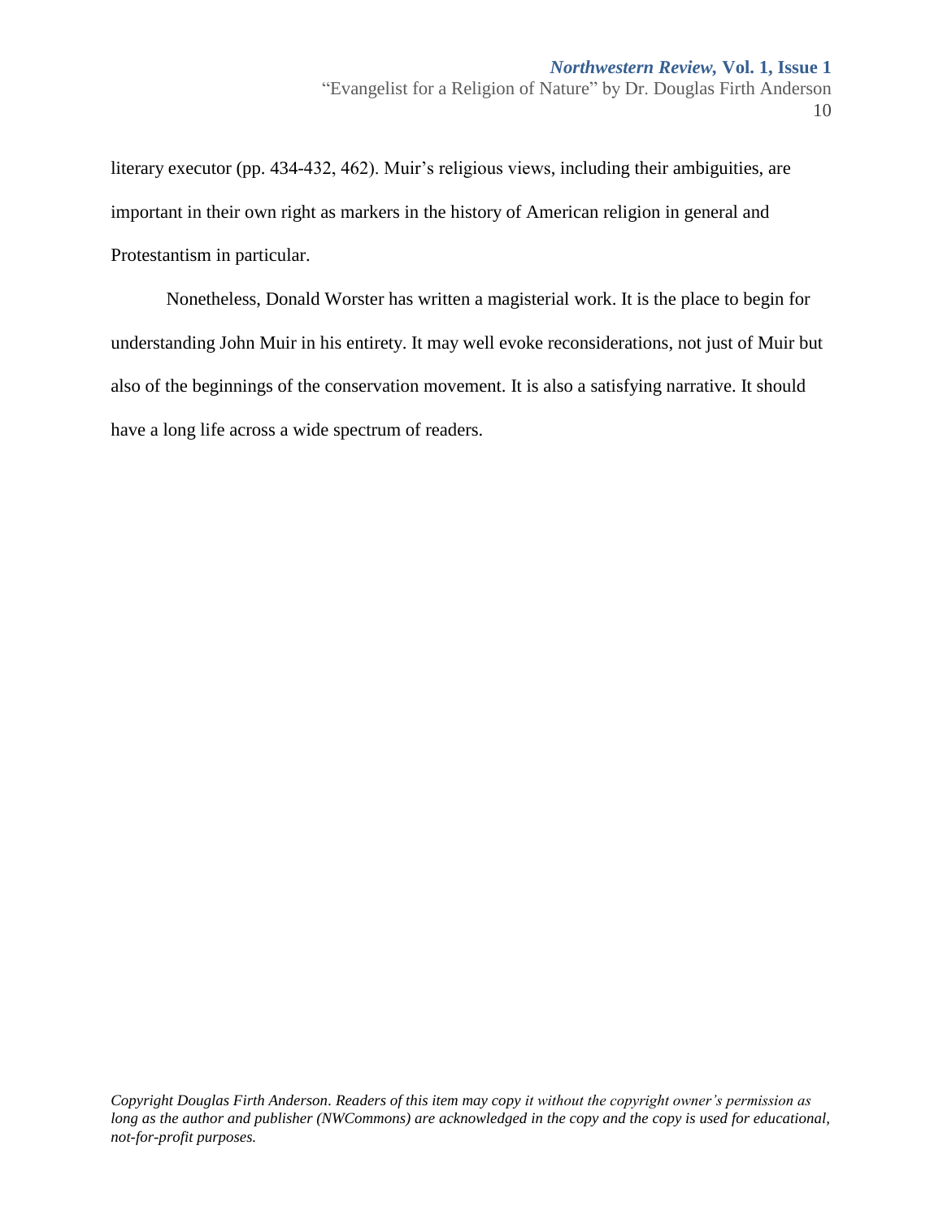literary executor (pp. 434-432, 462). Muir's religious views, including their ambiguities, are important in their own right as markers in the history of American religion in general and Protestantism in particular.

Nonetheless, Donald Worster has written a magisterial work. It is the place to begin for understanding John Muir in his entirety. It may well evoke reconsiderations, not just of Muir but also of the beginnings of the conservation movement. It is also a satisfying narrative. It should have a long life across a wide spectrum of readers.

*Copyright Douglas Firth Anderson. Readers of this item may copy it without the copyright owner's permission as long as the author and publisher (NWCommons) are acknowledged in the copy and the copy is used for educational, not-for-profit purposes.*